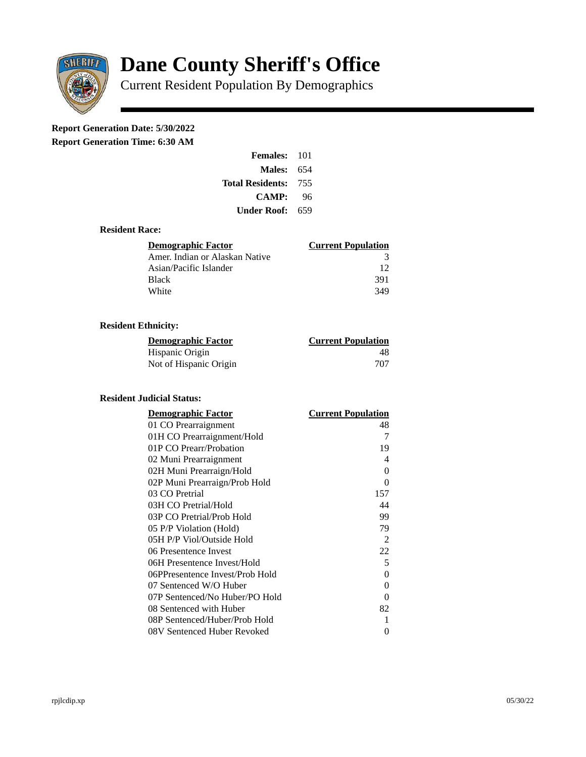# Dane County Sheriff's Office

Current Resident Population By Demographics

**Report Generation Date: 5/30/2022**
**Report Generation Time: 6:30 AM**

| | |
|---|---|
| **Females:** | 101 |
| **Males:** | 654 |
| **Total Residents:** | 755 |
| **CAMP:** | 96 |
| **Under Roof:** | 659 |

### Resident Race:

| Demographic Factor | Current Population |
|---|---|
| Amer. Indian or Alaskan Native | 3 |
| Asian/Pacific Islander | 12 |
| Black | 391 |
| White | 349 |

### Resident Ethnicity:

| Demographic Factor | Current Population |
|---|---|
| Hispanic Origin | 48 |
| Not of Hispanic Origin | 707 |

### Resident Judicial Status:

| Demographic Factor | Current Population |
|---|---|
| 01 CO Prearraignment | 48 |
| 01H CO Prearraignment/Hold | 7 |
| 01P CO Prearr/Probation | 19 |
| 02 Muni Prearraignment | 4 |
| 02H Muni Prearraign/Hold | 0 |
| 02P Muni Prearraign/Prob Hold | 0 |
| 03 CO Pretrial | 157 |
| 03H CO Pretrial/Hold | 44 |
| 03P CO Pretrial/Prob Hold | 99 |
| 05 P/P Violation (Hold) | 79 |
| 05H P/P Viol/Outside Hold | 2 |
| 06 Presentence Invest | 22 |
| 06H Presentence Invest/Hold | 5 |
| 06PPresentence Invest/Prob Hold | 0 |
| 07 Sentenced W/O Huber | 0 |
| 07P Sentenced/No Huber/PO Hold | 0 |
| 08 Sentenced with Huber | 82 |
| 08P Sentenced/Huber/Prob Hold | 1 |
| 08V Sentenced Huber Revoked | 0 |

rpjlcdip.xp 05/30/22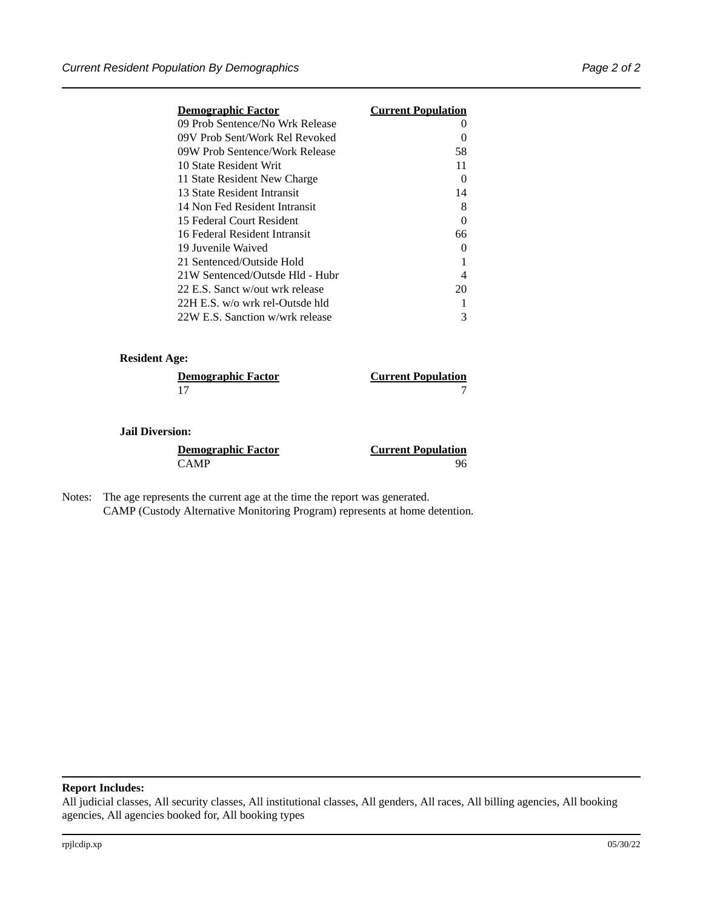| Demographic Factor | Current Population |
|---|---|
| 09 Prob Sentence/No Wrk Release | 0 |
| 09V Prob Sent/Work Rel Revoked | 0 |
| 09W Prob Sentence/Work Release | 58 |
| 10 State Resident Writ | 11 |
| 11 State Resident New Charge | 0 |
| 13 State Resident Intransit | 14 |
| 14 Non Fed Resident Intransit | 8 |
| 15 Federal Court Resident | 0 |
| 16 Federal Resident Intransit | 66 |
| 19 Juvenile Waived | 0 |
| 21 Sentenced/Outside Hold | 1 |
| 21W Sentenced/Outsde Hld - Hubr | 4 |
| 22 E.S. Sanct w/out wrk release | 20 |
| 22H E.S. w/o wrk rel-Outsde hld | 1 |
| 22W E.S. Sanction w/wrk release | 3 |

**Resident Age:**

| Demographic Factor | Current Population |
|---|---|
| 17 | 7 |

**Jail Diversion:**

| Demographic Factor | Current Population |
|---|---|
| CAMP | 96 |

Notes: The age represents the current age at the time the report was generated.
CAMP (Custody Alternative Monitoring Program) represents at home detention.

**Report Includes:**

All judicial classes, All security classes, All institutional classes, All genders, All races, All billing agencies, All booking agencies, All agencies booked for, All booking types

rpjlcdip.xp 05/30/22